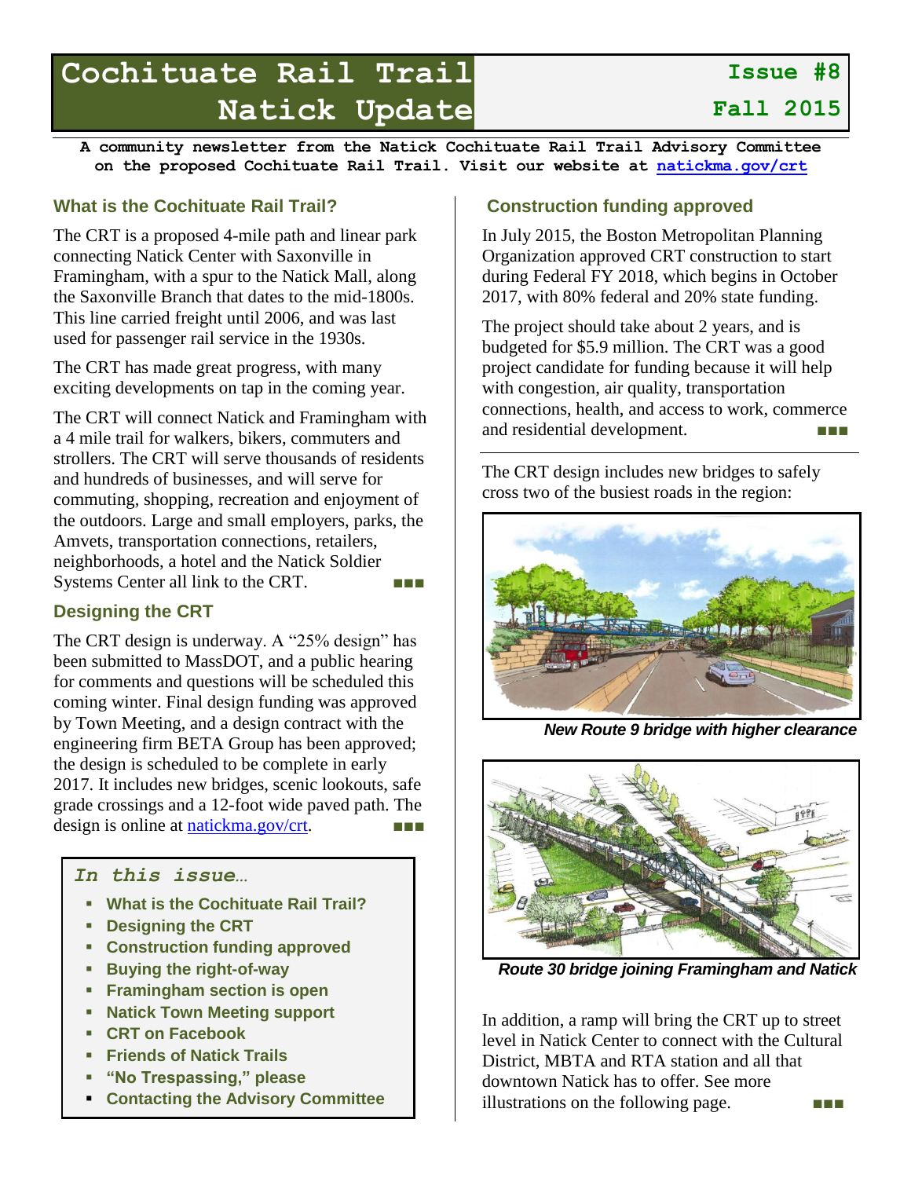# Cochituate Rail Trail Natick Update

**Issue #8**
**Fall 2015**

**A community newsletter from the Natick Cochituate Rail Trail Advisory Committee on the proposed Cochituate Rail Trail. Visit our website at [natickma.gov/crt](natickma.gov/crt)**

## What is the Cochituate Rail Trail?

The CRT is a proposed 4-mile path and linear park connecting Natick Center with Saxonville in Framingham, with a spur to the Natick Mall, along the Saxonville Branch that dates to the mid-1800s. This line carried freight until 2006, and was last used for passenger rail service in the 1930s.

The CRT has made great progress, with many exciting developments on tap in the coming year.

The CRT will connect Natick and Framingham with a 4 mile trail for walkers, bikers, commuters and strollers. The CRT will serve thousands of residents and hundreds of businesses, and will serve for commuting, shopping, recreation and enjoyment of the outdoors. Large and small employers, parks, the Amvets, transportation connections, retailers, neighborhoods, a hotel and the Natick Soldier Systems Center all link to the CRT. ■■■

## Designing the CRT

The CRT design is underway. A "25% design" has been submitted to MassDOT, and a public hearing for comments and questions will be scheduled this coming winter. Final design funding was approved by Town Meeting, and a design contract with the engineering firm BETA Group has been approved; the design is scheduled to be complete in early 2017. It includes new bridges, scenic lookouts, safe grade crossings and a 12-foot wide paved path. The design is online at [natickma.gov/crt](natickma.gov/crt). ■■■

### *In this issue…*

- What is the Cochituate Rail Trail?
- Designing the CRT
- Construction funding approved
- Buying the right-of-way
- Framingham section is open
- Natick Town Meeting support
- CRT on Facebook
- Friends of Natick Trails
- "No Trespassing," please
- Contacting the Advisory Committee

## Construction funding approved

In July 2015, the Boston Metropolitan Planning Organization approved CRT construction to start during Federal FY 2018, which begins in October 2017, with 80% federal and 20% state funding.

The project should take about 2 years, and is budgeted for $5.9 million. The CRT was a good project candidate for funding because it will help with congestion, air quality, transportation connections, health, and access to work, commerce and residential development. ■■■

The CRT design includes new bridges to safely cross two of the busiest roads in the region:

***New Route 9 bridge with higher clearance***

***Route 30 bridge joining Framingham and Natick***

In addition, a ramp will bring the CRT up to street level in Natick Center to connect with the Cultural District, MBTA and RTA station and all that downtown Natick has to offer. See more illustrations on the following page. ■■■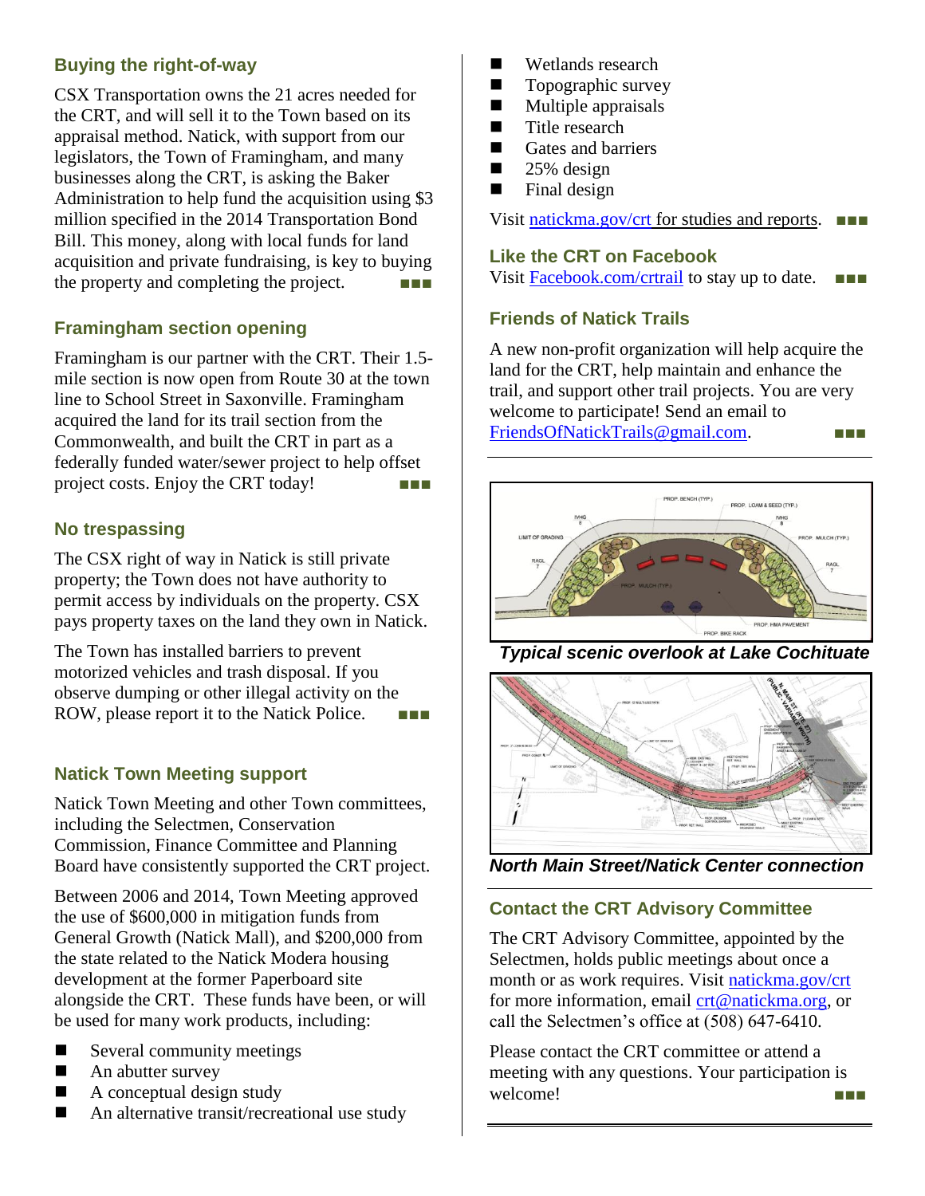## Buying the right-of-way

CSX Transportation owns the 21 acres needed for the CRT, and will sell it to the Town based on its appraisal method. Natick, with support from our legislators, the Town of Framingham, and many businesses along the CRT, is asking the Baker Administration to help fund the acquisition using $3 million specified in the 2014 Transportation Bond Bill. This money, along with local funds for land acquisition and private fundraising, is key to buying the property and completing the project. ■■■

## Framingham section opening

Framingham is our partner with the CRT. Their 1.5-mile section is now open from Route 30 at the town line to School Street in Saxonville. Framingham acquired the land for its trail section from the Commonwealth, and built the CRT in part as a federally funded water/sewer project to help offset project costs. Enjoy the CRT today! ■■■

## No trespassing

The CSX right of way in Natick is still private property; the Town does not have authority to permit access by individuals on the property. CSX pays property taxes on the land they own in Natick.

The Town has installed barriers to prevent motorized vehicles and trash disposal. If you observe dumping or other illegal activity on the ROW, please report it to the Natick Police. ■■■

## Natick Town Meeting support

Natick Town Meeting and other Town committees, including the Selectmen, Conservation Commission, Finance Committee and Planning Board have consistently supported the CRT project.

Between 2006 and 2014, Town Meeting approved the use of $600,000 in mitigation funds from General Growth (Natick Mall), and $200,000 from the state related to the Natick Modera housing development at the former Paperboard site alongside the CRT. These funds have been, or will be used for many work products, including:

- Several community meetings
- An abutter survey
- A conceptual design study
- An alternative transit/recreational use study
- Wetlands research
- Topographic survey
- Multiple appraisals
- Title research
- Gates and barriers
- 25% design
- Final design

Visit natickma.gov/crt for studies and reports. ■■■

## Like the CRT on Facebook

Visit Facebook.com/crtrail to stay up to date. ■■■

## Friends of Natick Trails

A new non-profit organization will help acquire the land for the CRT, help maintain and enhance the trail, and support other trail projects. You are very welcome to participate! Send an email to FriendsOfNatickTrails@gmail.com. ■■■

***Typical scenic overlook at Lake Cochituate***

***North Main Street/Natick Center connection***

## Contact the CRT Advisory Committee

The CRT Advisory Committee, appointed by the Selectmen, holds public meetings about once a month or as work requires. Visit natickma.gov/crt for more information, email crt@natickma.org, or call the Selectmen's office at (508) 647-6410.

Please contact the CRT committee or attend a meeting with any questions. Your participation is welcome! ■■■